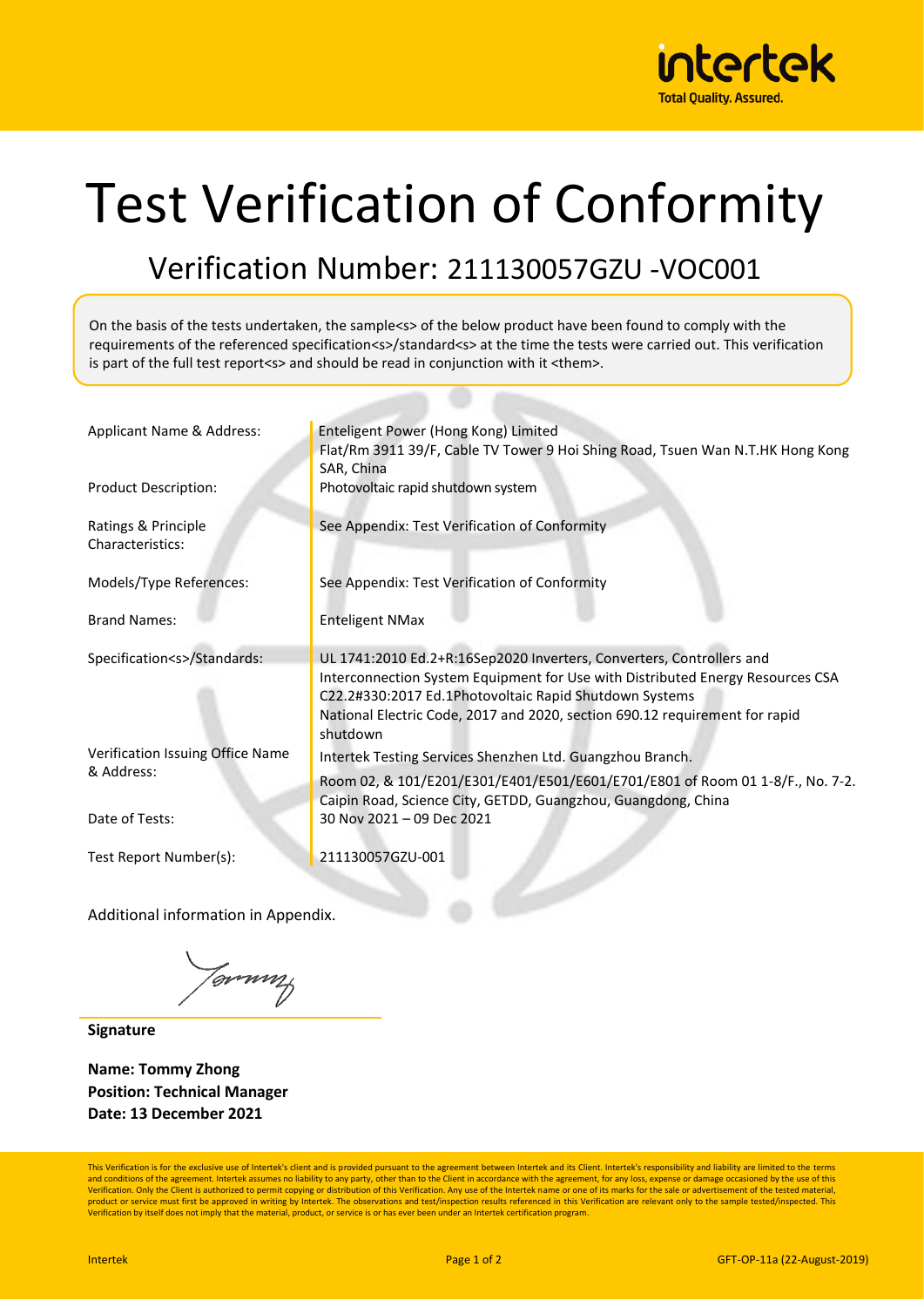intertek
Total Quality. Assured.

# Test Verification of Conformity

## Verification Number: 211130057GZU -VOC001

On the basis of the tests undertaken, the sample<s> of the below product have been found to comply with the requirements of the referenced specification<s>/standard<s> at the time the tests were carried out. This verification is part of the full test report<s> and should be read in conjunction with it <them>.

| | |
|---|---|
| Applicant Name & Address: | Enteligent Power (Hong Kong) Limited<br>Flat/Rm 3911 39/F, Cable TV Tower 9 Hoi Shing Road, Tsuen Wan N.T.HK Hong Kong SAR, China |
| Product Description: | Photovoltaic rapid shutdown system |
| Ratings & Principle Characteristics: | See Appendix: Test Verification of Conformity |
| Models/Type References: | See Appendix: Test Verification of Conformity |
| Brand Names: | Enteligent NMax |
| Specification<s>/Standards: | UL 1741:2010 Ed.2+R:16Sep2020 Inverters, Converters, Controllers and Interconnection System Equipment for Use with Distributed Energy Resources CSA C22.2#330:2017 Ed.1Photovoltaic Rapid Shutdown Systems<br>National Electric Code, 2017 and 2020, section 690.12 requirement for rapid shutdown |
| Verification Issuing Office Name & Address: | Intertek Testing Services Shenzhen Ltd. Guangzhou Branch.<br>Room 02, & 101/E201/E301/E401/E501/E601/E701/E801 of Room 01 1-8/F., No. 7-2. Caipin Road, Science City, GETDD, Guangzhou, Guangdong, China |
| Date of Tests: | 30 Nov 2021 – 09 Dec 2021 |
| Test Report Number(s): | 211130057GZU-001 |

Additional information in Appendix.

**Signature**

**Name: Tommy Zhong**
**Position: Technical Manager**
**Date: 13 December 2021**

This Verification is for the exclusive use of Intertek's client and is provided pursuant to the agreement between Intertek and its Client. Intertek's responsibility and liability are limited to the terms and conditions of the agreement. Intertek assumes no liability to any party, other than to the Client in accordance with the agreement, for any loss, expense or damage occasioned by the use of this Verification. Only the Client is authorized to permit copying or distribution of this Verification. Any use of the Intertek name or one of its marks for the sale or advertisement of the tested material, product or service must first be approved in writing by Intertek. The observations and test/inspection results referenced in this Verification are relevant only to the sample tested/inspected. This Verification by itself does not imply that the material, product, or service is or has ever been under an Intertek certification program.

Intertek GFT-OP-11a (22-August-2019)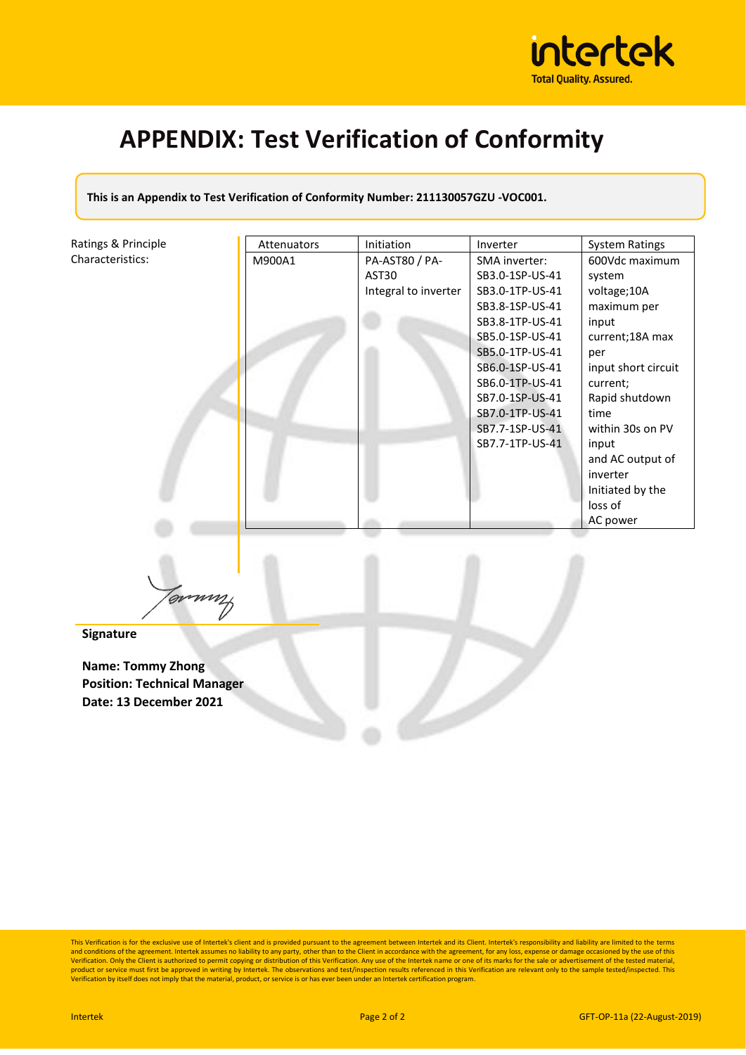# APPENDIX: Test Verification of Conformity

**This is an Appendix to Test Verification of Conformity Number: 211130057GZU -VOC001.**

Ratings & Principle Characteristics:

| Attenuators | Initiation | Inverter | System Ratings |
|---|---|---|---|
| M900A1 | PA-AST80 / PA-AST30<br>Integral to inverter | SMA inverter:<br>SB3.0-1SP-US-41<br>SB3.0-1TP-US-41<br>SB3.8-1SP-US-41<br>SB3.8-1TP-US-41<br>SB5.0-1SP-US-41<br>SB5.0-1TP-US-41<br>SB6.0-1SP-US-41<br>SB6.0-1TP-US-41<br>SB7.0-1SP-US-41<br>SB7.0-1TP-US-41<br>SB7.7-1SP-US-41<br>SB7.7-1TP-US-41 | 600Vdc maximum system voltage;10A maximum per input current;18A max per input short circuit current;<br>Rapid shutdown time within 30s on PV input and AC output of inverter<br>Initiated by the loss of AC power |

**Signature**

**Name: Tommy Zhong**
**Position: Technical Manager**
**Date: 13 December 2021**

This Verification is for the exclusive use of Intertek's client and is provided pursuant to the agreement between Intertek and its Client. Intertek's responsibility and liability are limited to the terms and conditions of the agreement. Intertek assumes no liability to any party, other than to the Client in accordance with the agreement, for any loss, expense or damage occasioned by the use of this Verification. Only the Client is authorized to permit copying or distribution of this Verification. Any use of the Intertek name or one of its marks for the sale or advertisement of the tested material, product or service must first be approved in writing by Intertek. The observations and test/inspection results referenced in this Verification are relevant only to the sample tested/inspected. This Verification by itself does not imply that the material, product, or service is or has ever been under an Intertek certification program.